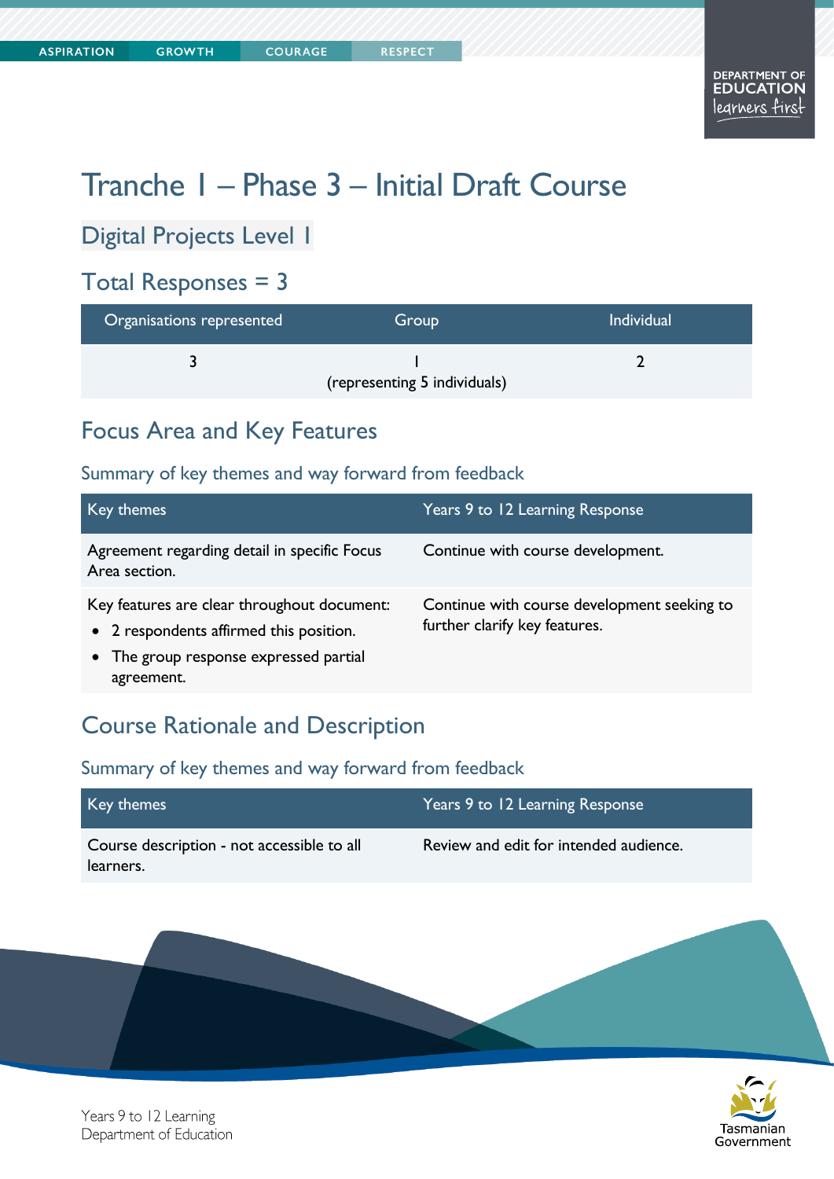# Tranche 1 – Phase 3 – Initial Draft Course

## Digital Projects Level 1

## Total Responses = 3

| Organisations represented | Group | Individual |
| --- | --- | --- |
| 3 | 1 (representing 5 individuals) | 2 |

## Focus Area and Key Features

### Summary of key themes and way forward from feedback

| Key themes | Years 9 to 12 Learning Response |
| --- | --- |
| Agreement regarding detail in specific Focus Area section. | Continue with course development. |
| Key features are clear throughout document:<br>• 2 respondents affirmed this position.<br>• The group response expressed partial agreement. | Continue with course development seeking to further clarify key features. |

## Course Rationale and Description

### Summary of key themes and way forward from feedback

| Key themes | Years 9 to 12 Learning Response |
| --- | --- |
| Course description - not accessible to all learners. | Review and edit for intended audience. |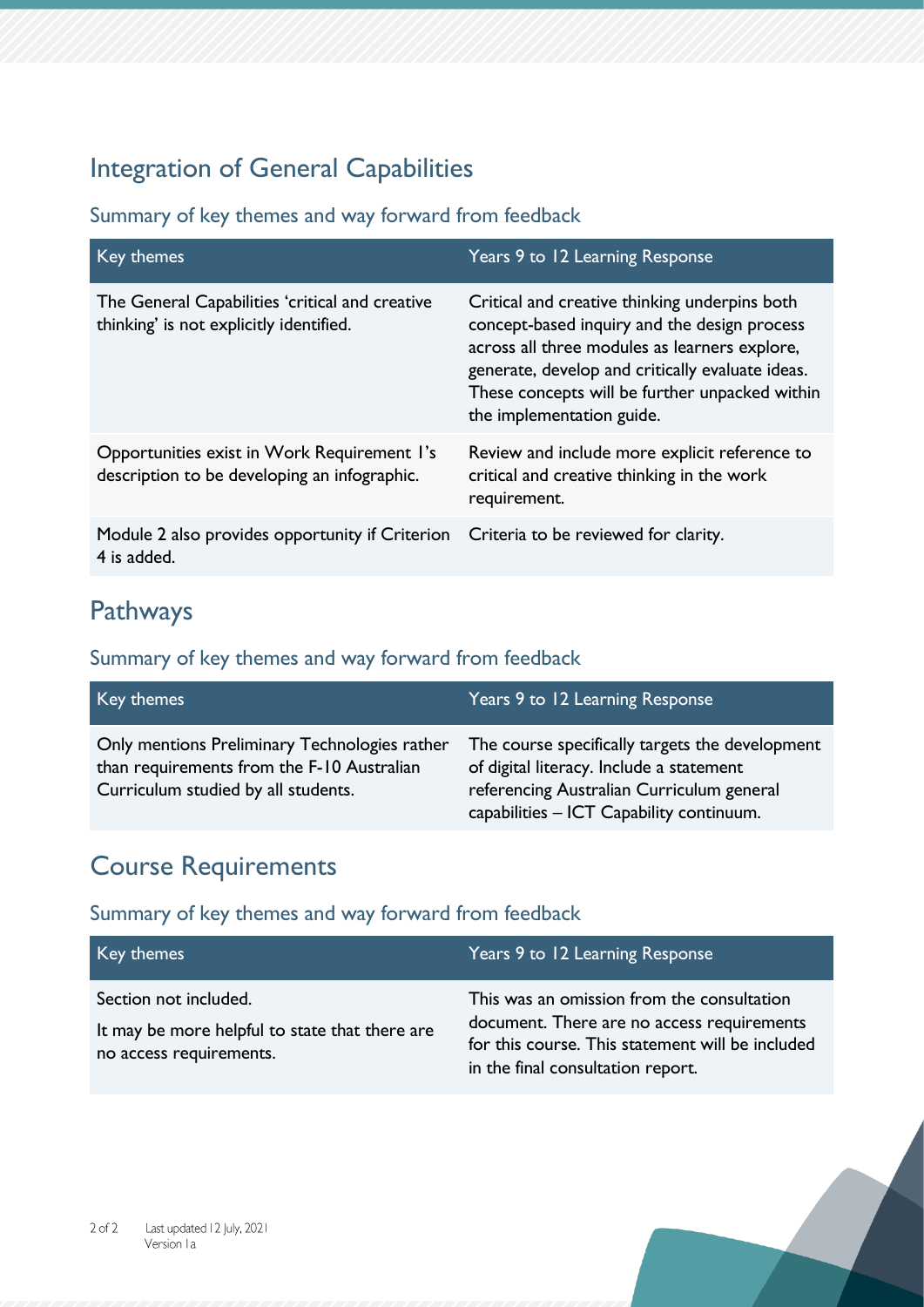## Integration of General Capabilities

### Summary of key themes and way forward from feedback

| Key themes | Years 9 to 12 Learning Response |
|---|---|
| The General Capabilities 'critical and creative thinking' is not explicitly identified. | Critical and creative thinking underpins both concept-based inquiry and the design process across all three modules as learners explore, generate, develop and critically evaluate ideas. These concepts will be further unpacked within the implementation guide. |
| Opportunities exist in Work Requirement 1's description to be developing an infographic. | Review and include more explicit reference to critical and creative thinking in the work requirement. |
| Module 2 also provides opportunity if Criterion 4 is added. | Criteria to be reviewed for clarity. |

## Pathways

### Summary of key themes and way forward from feedback

| Key themes | Years 9 to 12 Learning Response |
|---|---|
| Only mentions Preliminary Technologies rather than requirements from the F-10 Australian Curriculum studied by all students. | The course specifically targets the development of digital literacy. Include a statement referencing Australian Curriculum general capabilities – ICT Capability continuum. |

## Course Requirements

### Summary of key themes and way forward from feedback

| Key themes | Years 9 to 12 Learning Response |
|---|---|
| Section not included.<br><br>It may be more helpful to state that there are no access requirements. | This was an omission from the consultation document. There are no access requirements for this course. This statement will be included in the final consultation report. |

Last updated 12 July, 2021
Version 1a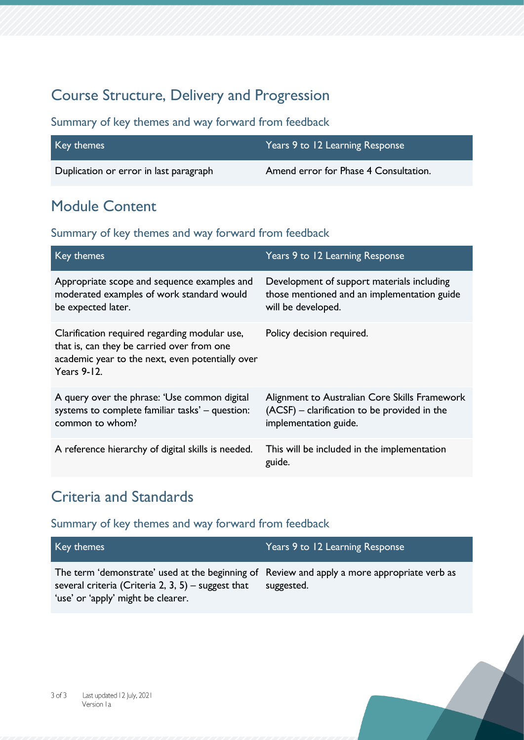## Course Structure, Delivery and Progression

### Summary of key themes and way forward from feedback

| Key themes | Years 9 to 12 Learning Response |
| --- | --- |
| Duplication or error in last paragraph | Amend error for Phase 4 Consultation. |

## Module Content

### Summary of key themes and way forward from feedback

| Key themes | Years 9 to 12 Learning Response |
| --- | --- |
| Appropriate scope and sequence examples and moderated examples of work standard would be expected later. | Development of support materials including those mentioned and an implementation guide will be developed. |
| Clarification required regarding modular use, that is, can they be carried over from one academic year to the next, even potentially over Years 9-12. | Policy decision required. |
| A query over the phrase: 'Use common digital systems to complete familiar tasks' – question: common to whom? | Alignment to Australian Core Skills Framework (ACSF) – clarification to be provided in the implementation guide. |
| A reference hierarchy of digital skills is needed. | This will be included in the implementation guide. |

## Criteria and Standards

### Summary of key themes and way forward from feedback

| Key themes | Years 9 to 12 Learning Response |
| --- | --- |
| The term 'demonstrate' used at the beginning of several criteria (Criteria 2, 3, 5) – suggest that 'use' or 'apply' might be clearer. | Review and apply a more appropriate verb as suggested. |

Last updated 12 July, 2021
Version 1a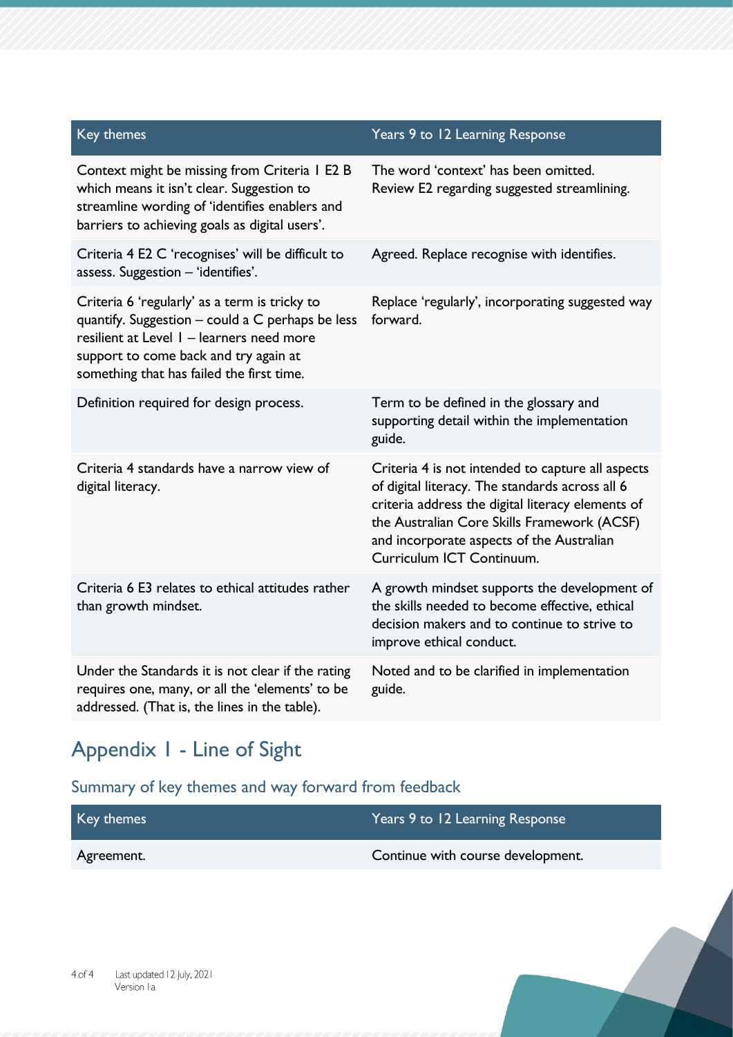| Key themes | Years 9 to 12 Learning Response |
| --- | --- |
| Context might be missing from Criteria 1 E2 B which means it isn't clear. Suggestion to streamline wording of 'identifies enablers and barriers to achieving goals as digital users'. | The word 'context' has been omitted. Review E2 regarding suggested streamlining. |
| Criteria 4 E2 C 'recognises' will be difficult to assess. Suggestion – 'identifies'. | Agreed. Replace recognise with identifies. |
| Criteria 6 'regularly' as a term is tricky to quantify. Suggestion – could a C perhaps be less resilient at Level 1 – learners need more support to come back and try again at something that has failed the first time. | Replace 'regularly', incorporating suggested way forward. |
| Definition required for design process. | Term to be defined in the glossary and supporting detail within the implementation guide. |
| Criteria 4 standards have a narrow view of digital literacy. | Criteria 4 is not intended to capture all aspects of digital literacy. The standards across all 6 criteria address the digital literacy elements of the Australian Core Skills Framework (ACSF) and incorporate aspects of the Australian Curriculum ICT Continuum. |
| Criteria 6 E3 relates to ethical attitudes rather than growth mindset. | A growth mindset supports the development of the skills needed to become effective, ethical decision makers and to continue to strive to improve ethical conduct. |
| Under the Standards it is not clear if the rating requires one, many, or all the 'elements' to be addressed. (That is, the lines in the table). | Noted and to be clarified in implementation guide. |

## Appendix 1 - Line of Sight

### Summary of key themes and way forward from feedback

| Key themes | Years 9 to 12 Learning Response |
| --- | --- |
| Agreement. | Continue with course development. |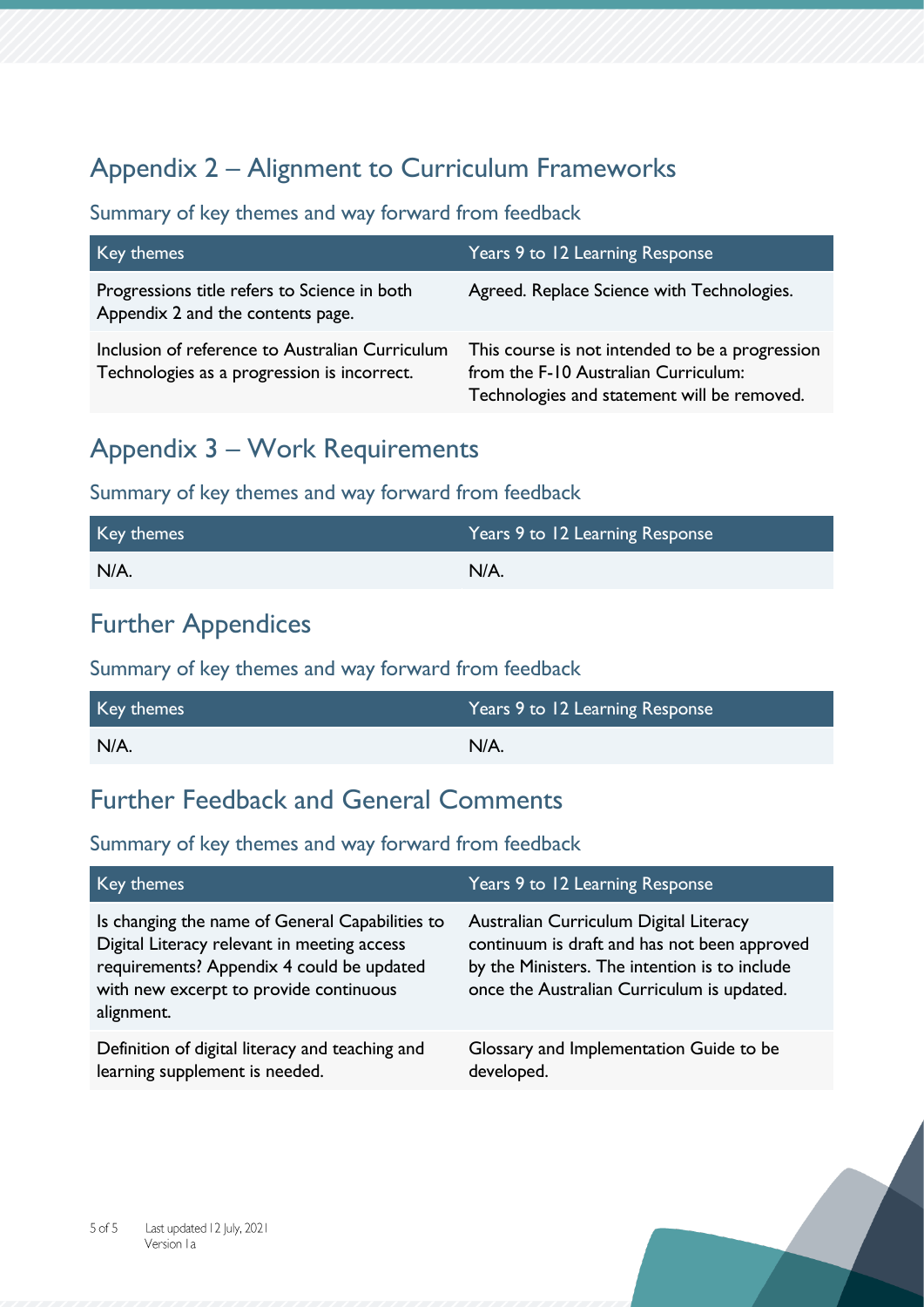## Appendix 2 – Alignment to Curriculum Frameworks

### Summary of key themes and way forward from feedback

| Key themes | Years 9 to 12 Learning Response |
|---|---|
| Progressions title refers to Science in both Appendix 2 and the contents page. | Agreed. Replace Science with Technologies. |
| Inclusion of reference to Australian Curriculum Technologies as a progression is incorrect. | This course is not intended to be a progression from the F-10 Australian Curriculum: Technologies and statement will be removed. |

## Appendix 3 – Work Requirements

### Summary of key themes and way forward from feedback

| Key themes | Years 9 to 12 Learning Response |
|---|---|
| N/A. | N/A. |

## Further Appendices

### Summary of key themes and way forward from feedback

| Key themes | Years 9 to 12 Learning Response |
|---|---|
| N/A. | N/A. |

## Further Feedback and General Comments

### Summary of key themes and way forward from feedback

| Key themes | Years 9 to 12 Learning Response |
|---|---|
| Is changing the name of General Capabilities to Digital Literacy relevant in meeting access requirements? Appendix 4 could be updated with new excerpt to provide continuous alignment. | Australian Curriculum Digital Literacy continuum is draft and has not been approved by the Ministers. The intention is to include once the Australian Curriculum is updated. |
| Definition of digital literacy and teaching and learning supplement is needed. | Glossary and Implementation Guide to be developed. |

Last updated 12 July, 2021
Version 1a